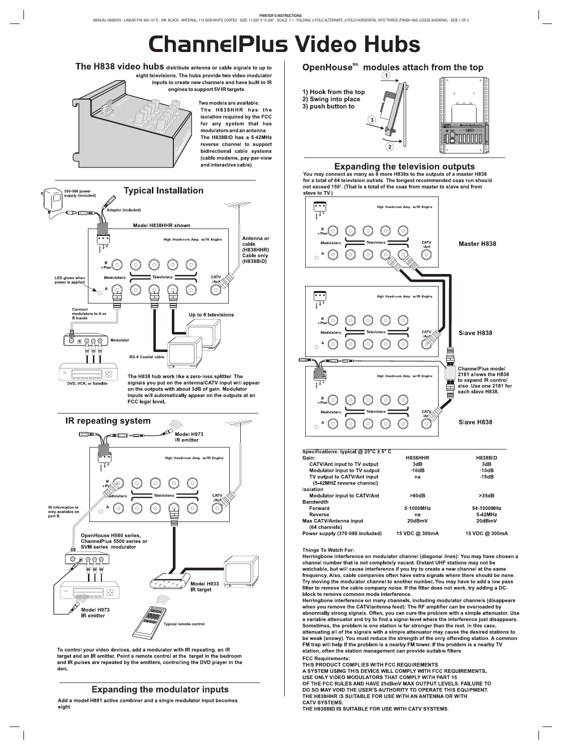# ChannelPlus Video Hubs

## The H838 video hubs

**The H838 video hubs** distribute antenna or cable signals to up to eight televisions. The hubs provide two video modulator inputs to create new channels and have built-in IR engines to support 5V IR targets.

Two models are available. The H838HHR has the isolation required by the FCC for any system that has modulators and an antenna. The H838BID has a 5-42MHz reverse channel to support bidirectional cable systems (cable modems, pay-per-view and interactive cable).

## Typical Installation

350-086 power supply (included)

Adaptor (included)

Model H838HHR shown

Antenna or cable (H838HHR) Cable only (H838BID)

LED glows when power is applied

Connect modulators to A or B inputs

Up to 8 televisions

Modulator

RG-6 Coaxial cable

DVD, VCR, or Satellite

The H838 hub work like a zero-loss splitter. The signals you put on the antenna/CATV input will appear on the outputs with about 3dB of gain. Modulator inputs will automatically appear on the outputs at an FCC legal level.

## IR repeating system

Model H973 IR emitter

IR information is only available on port B

OpenHouse H560 series, ChannelPlus 5500 series or SVM series modulator

Model H933 IR target

Model H973 IR emitter

Typical remote control

To control your video devices, add a modulator with IR repeating, an IR target and an IR emitter. Point a remote control at the target in the bedroom and IR pulses are repeated by the emitters, controlling the DVD player in the den.

## Expanding the modulator inputs

Add a model H881 active combiner and a single modulator input becomes eight.

## OpenHouse™ modules attach from the top

1) Hook from the top
2) Swing into place
3) push button to

## Expanding the television outputs

You may connect as many as 8 more H838s to the outputs of a master H838 for a total of 64 television outlets. The longest recommended coax run should not exceed 150'. (That is a total of the coax from master to slave and from slave to TV.)

Master H838

Slave H838

ChannelPlus model 2181 allows the H838 to expand IR control also. Use one 2181 for each slave H838.

Slave H838

| Specifications: typical @ 25°C ± 5° C | H838HHR | H838BID |
|---|---|---|
| **Gain:** | | |
| CATV/Ant input to TV output | 3dB | 3dB |
| Modulator input to TV output | -10dB | -10dB |
| TV output to CATV/Ant input (5-42MHZ reverse channel) | na | -15dB |
| **Isolation** | | |
| Modulator input to CATV/Ant | >80dB | >35dB |
| **Bandwidth** | | |
| Forward | 5-1000MHz | 54-1000MHz |
| Reverse | na | 5-42MHz |
| Max CATV/Antenna input (64 channels) | 20dBmV | 20dBmV |
| Power supply (370-086 included) | 15 VDC @ 300mA | 15 VDC @ 300mA |

**Things To Watch For:**

**Herringbone interference on modulator channel (diagonal lines):** You may have chosen a channel number that is not completely vacant. Distant UHF stations may not be watchable, but will cause interference if you try to create a new channel at the same frequency. Also, cable companies often have extra signals where there should be none. Try moving the modulator channel to another number. You may have to add a low pass filter to remove the cable company noise. If the filter does not work, try adding a DC-block to remove common mode interference.

**Herringbone interference on many channels, including modulator channels (disappears when you remove the CATV/antenna feed):** The RF amplifier can be overloaded by abnormally strong signals. Often, you can cure the problem with a simple attenuator. Use a variable attenuator and try to find a signal level where the interference just disappears. Sometimes, the problem is one station is far stronger than the rest. In this case, attenuating all of the signals with a simple attenuator may cause the desired stations to be weak (snowy). You must reduce the strength of the only offending station. A common FM trap will help if the problem is a nearby FM tower. If the problem is a nearby TV station, often the station management can provide suitable filters.

**FCC Requirements:**

THIS PRODUCT COMPLIES WITH FCC REQUIREMENTS.
A SYSTEM USING THIS DEVICE WILL COMPLY WITH FCC REQUIREMENTS.
USE ONLY VIDEO MODULATORS THAT COMPLY WITH PART 15 OF THE FCC RULES AND HAVE 25dBmV MAX OUTPUT LEVELS. FAILURE TO DO SO MAY VOID THE USER'S AUTHORITY TO OPERATE THIS EQUIPMENT.
THE H838HHR IS SUITABLE FOR USE WITH AN ANTENNA OR WITH CATV SYSTEMS.
THE H838BID IS SUITABLE FOR USE WITH CATV SYSTEMS.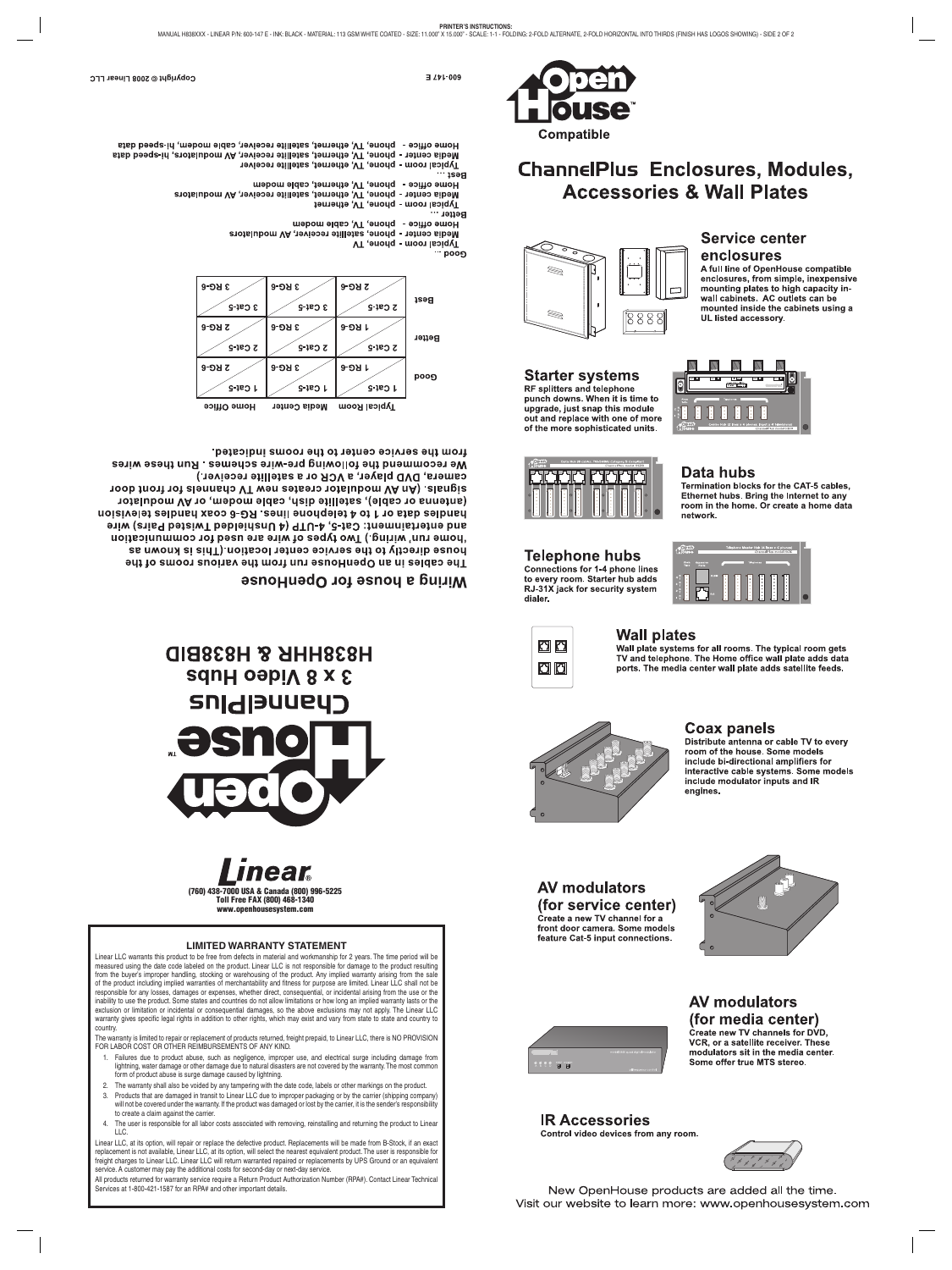PRINTER'S INSTRUCTIONS:
MANUAL H838XXX - LINEAR P/N: 600-147 E - INK: BLACK - MATERIAL: 113 GSM WHITE COATED - SIZE: 11.000" X 15.000" - SCALE: 1-1 - FOLDING: 2-FOLD ALTERNATE, 2-FOLD HORIZONTAL INTO THIRDS (FINISH HAS LOGOS SHOWING) - SIDE 2 OF 2

600-147 E

Copyright © 2008 Linear LLC

# OpenHouse™

# ChannelPlus 3 x 8 Video Hubs H838HHR & H838BID

## Wiring a house for OpenHouse

The cables in an OpenHouse run from the various rooms of the house directly to the service center location. (This is known as 'home run' wiring.) Two types of wire are used for communication and entertainment: Cat-5, 4-UTP (4 Unshielded Twisted Pairs) wire handles data or 1 to 4 telephone lines. RG-6 coax handles television signals. (antenna or cable), satellite dish, cable modem, or AV modulator signals. (An AV modulator creates new TV channels for front door camera, DVD player, a VCR or a satellite receiver.)

We recommend the following pre-wire schemes. Run these wires from the service center to the rooms indicated.

| | Typical Room | Media Center | Home Office |
|---|---|---|---|
| Good | 1 Cat-5 / 1 RG-6 | 1 Cat-5 / 3 RG-6 | 1 Cat-5 / 2 RG-6 |
| Better | 2 Cat-5 / 1 RG-6 | 2 Cat-5 / 3 RG-6 | 2 Cat-5 / 2 RG-6 |
| Best | 2 Cat-5 / 2 RG-6 | 3 Cat-5 / 3 RG-6 | 3 Cat-5 / 3 RG-6 |

Good ...
- Typical room - phone, TV
- Media center - phone, satellite receiver, AV modulators
- Home office - phone, TV, cable modem

Better ...
- Typical room - phone, TV, ethernet
- Media center - phone, TV, ethernet, satellite receiver, AV modulators
- Home office - phone, TV, ethernet, cable modem

Best ...
- Typical room - phone, TV, ethernet, satellite receiver
- Media center - phone, TV, ethernet, satellite receiver, AV modulators, hi-speed data
- Home office - phone, TV, ethernet, satellite receiver, cable modem, hi-speed data

**Linear®**
(760) 438-7000 USA & Canada (800) 996-5225
Toll Free FAX (800) 468-1340
www.openhousesystem.com

## LIMITED WARRANTY STATEMENT

Linear LLC warrants this product to be free from defects in material and workmanship for 2 years. The time period will be measured using the date code labeled on the product. Linear LLC is not responsible for damage to the product resulting from the buyer's improper handling, stocking or warehousing of the product. Any implied warranty arising from the sale of the product including implied warranties of merchantability and fitness for purpose are limited. Linear LLC shall not be responsible for any losses, damages or expenses, whether direct, consequential, or incidental arising from the use or the inability to use the product. Some states and countries do not allow limitations or how long an implied warranty lasts or the exclusion or limitation or incidental or consequential damages, so the above exclusions may not apply. The Linear LLC warranty gives specific legal rights in addition to other rights, which may exist and vary from state to state and country to country.

The warranty is limited to repair or replacement of products returned, freight prepaid, to Linear LLC, there is NO PROVISION FOR LABOR COST OR OTHER REIMBURSEMENTS OF ANY KIND.

1. Failures due to product abuse, such as negligence, improper use, and electrical surge including damage from lightning, water damage or other damage due to natural disasters are not covered by the warranty. The most common form of product abuse is surge damage caused by lightning.
2. The warranty shall also be voided by any tampering with the date code, labels or other markings on the product.
3. Products that are damaged in transit to Linear LLC due to improper packaging or by the carrier (shipping company) will not be covered under the warranty. If the product was damaged or lost by the carrier, it is the sender's responsibility to create a claim against the carrier.
4. The user is responsible for all labor costs associated with removing, reinstalling and returning the product to Linear LLC.

Linear LLC, at its option, will repair or replace the defective product. Replacements will be made from B-Stock, if an exact replacement is not available, Linear LLC, at its option, will select the nearest equivalent product. The user is responsible for freight charges to Linear LLC. Linear LLC will return warranted repaired or replacements by UPS Ground or an equivalent service. A customer may pay the additional costs for second-day or next-day service.

All products returned for warranty service require a Return Product Authorization Number (RPA#). Contact Linear Technical Services at 1-800-421-1587 for an RPA# and other important details.

# OpenHouse™ Compatible

# ChannelPlus Enclosures, Modules, Accessories & Wall Plates

### Service center enclosures
A full line of OpenHouse compatible enclosures, from simple, inexpensive mounting plates to high capacity in-wall cabinets. AC outlets can be mounted inside the cabinets using a UL listed accessory.

### Starter systems
RF splitters and telephone punch downs. When it is time to upgrade, just snap this module out and replace with one of more of the more sophisticated units.

### Data hubs
Termination blocks for the CAT-5 cables, Ethernet hubs. Bring the Internet to any room in the home. Or create a home data network.

### Telephone hubs
Connections for 1-4 phone lines to every room. Starter hub adds RJ-31X jack for security system dialer.

### Wall plates
Wall plate systems for all rooms. The typical room gets TV and telephone. The Home office wall plate adds data ports. The media center wall plate adds satellite feeds.

### Coax panels
Distribute antenna or cable TV to every room of the house. Some models include bi-directional amplifiers for interactive cable systems. Some models include modulator inputs and IR engines.

### AV modulators (for service center)
Create a new TV channel for a front door camera. Some models feature Cat-5 input connections.

### AV modulators (for media center)
Create new TV channels for DVD, VCR, or a satellite receiver. These modulators sit in the media center. Some offer true MTS stereo.

### IR Accessories
Control video devices from any room.

New OpenHouse products are added all the time.
Visit our website to learn more: www.openhousesystem.com